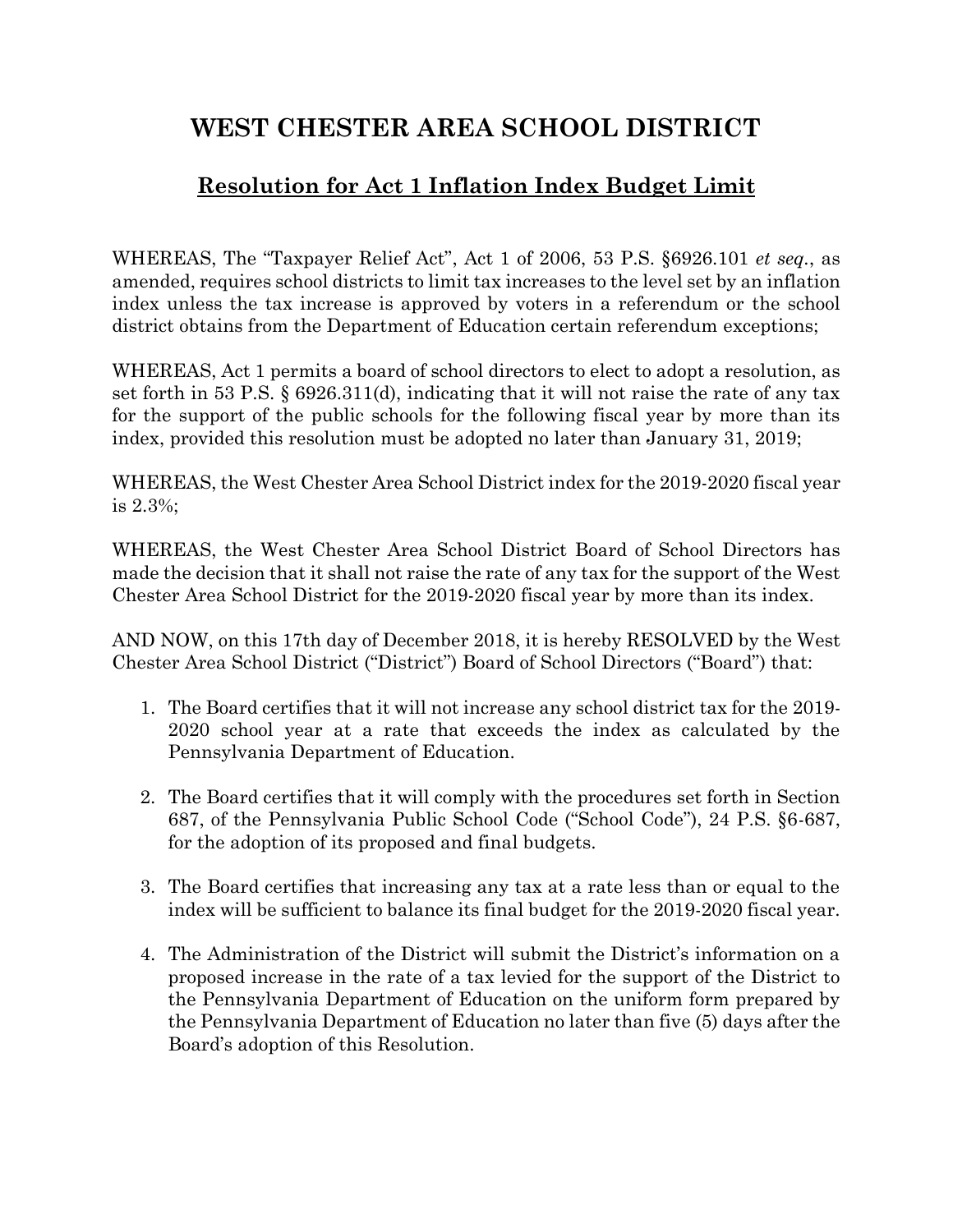# WEST CHESTER AREA SCHOOL DISTRICT

## Resolution for Act 1 Inflation Index Budget Limit

WHEREAS, The "Taxpayer Relief Act", Act 1 of 2006, 53 P.S. §6926.101 *et seq.*, as amended, requires school districts to limit tax increases to the level set by an inflation index unless the tax increase is approved by voters in a referendum or the school district obtains from the Department of Education certain referendum exceptions;

WHEREAS, Act 1 permits a board of school directors to elect to adopt a resolution, as set forth in 53 P.S. § 6926.311(d), indicating that it will not raise the rate of any tax for the support of the public schools for the following fiscal year by more than its index, provided this resolution must be adopted no later than January 31, 2019;

WHEREAS, the West Chester Area School District index for the 2019-2020 fiscal year is 2.3%;

WHEREAS, the West Chester Area School District Board of School Directors has made the decision that it shall not raise the rate of any tax for the support of the West Chester Area School District for the 2019-2020 fiscal year by more than its index.

AND NOW, on this 17th day of December 2018, it is hereby RESOLVED by the West Chester Area School District ("District") Board of School Directors ("Board") that:

1. The Board certifies that it will not increase any school district tax for the 2019-2020 school year at a rate that exceeds the index as calculated by the Pennsylvania Department of Education.

2. The Board certifies that it will comply with the procedures set forth in Section 687, of the Pennsylvania Public School Code ("School Code"), 24 P.S. §6-687, for the adoption of its proposed and final budgets.

3. The Board certifies that increasing any tax at a rate less than or equal to the index will be sufficient to balance its final budget for the 2019-2020 fiscal year.

4. The Administration of the District will submit the District's information on a proposed increase in the rate of a tax levied for the support of the District to the Pennsylvania Department of Education on the uniform form prepared by the Pennsylvania Department of Education no later than five (5) days after the Board's adoption of this Resolution.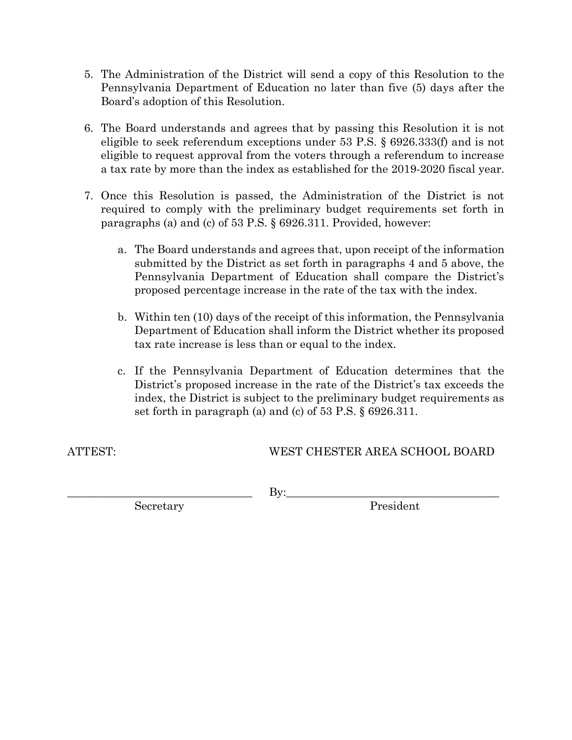5. The Administration of the District will send a copy of this Resolution to the Pennsylvania Department of Education no later than five (5) days after the Board's adoption of this Resolution.

6. The Board understands and agrees that by passing this Resolution it is not eligible to seek referendum exceptions under 53 P.S. § 6926.333(f) and is not eligible to request approval from the voters through a referendum to increase a tax rate by more than the index as established for the 2019-2020 fiscal year.

7. Once this Resolution is passed, the Administration of the District is not required to comply with the preliminary budget requirements set forth in paragraphs (a) and (c) of 53 P.S. § 6926.311. Provided, however:

   a. The Board understands and agrees that, upon receipt of the information submitted by the District as set forth in paragraphs 4 and 5 above, the Pennsylvania Department of Education shall compare the District's proposed percentage increase in the rate of the tax with the index.

   b. Within ten (10) days of the receipt of this information, the Pennsylvania Department of Education shall inform the District whether its proposed tax rate increase is less than or equal to the index.

   c. If the Pennsylvania Department of Education determines that the District's proposed increase in the rate of the District's tax exceeds the index, the District is subject to the preliminary budget requirements as set forth in paragraph (a) and (c) of 53 P.S. § 6926.311.

ATTEST: WEST CHESTER AREA SCHOOL BOARD

_________________________________ By:_____________________________________

Secretary President